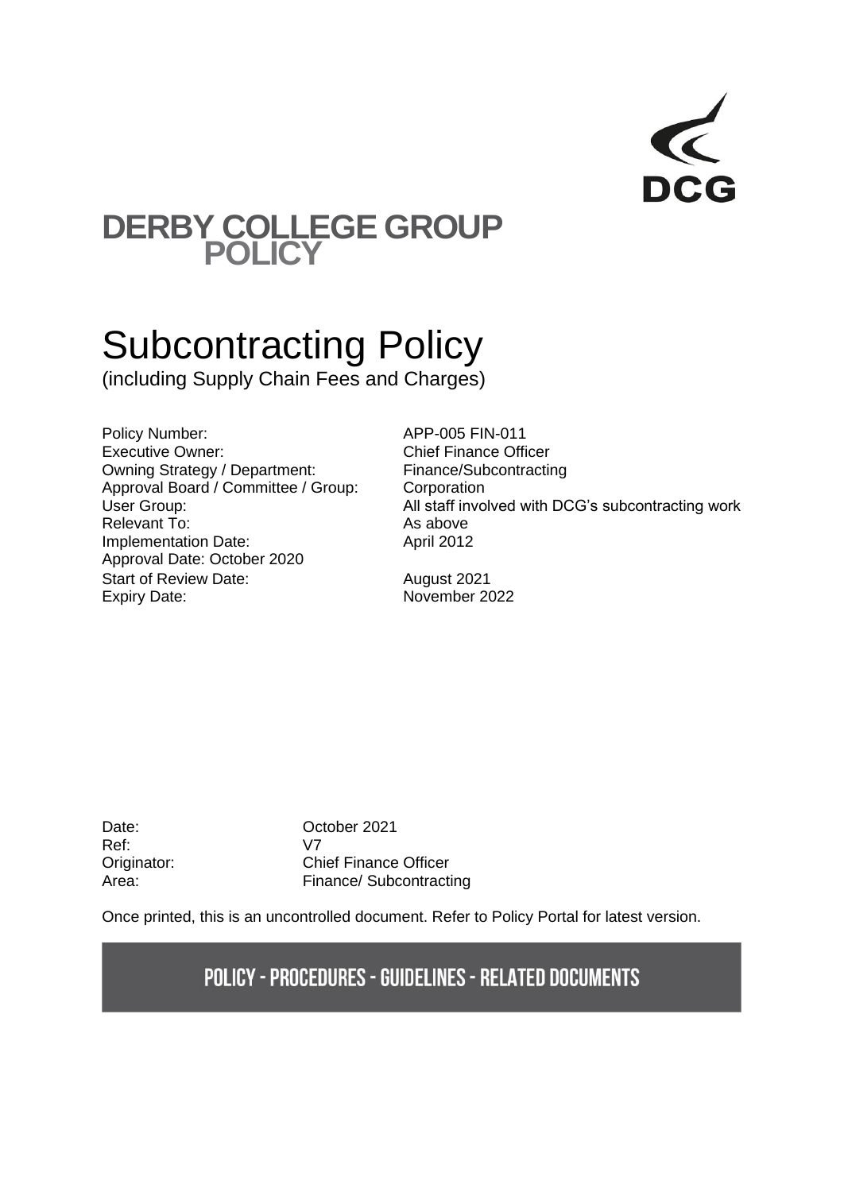DCG

# DERBY COLLEGE GROUP POLICY

# Subcontracting Policy

(including Supply Chain Fees and Charges)

| | |
|---|---|
| Policy Number: | APP-005 FIN-011 |
| Executive Owner: | Chief Finance Officer |
| Owning Strategy / Department: | Finance/Subcontracting |
| Approval Board / Committee / Group: | Corporation |
| User Group: | All staff involved with DCG's subcontracting work |
| Relevant To: | As above |
| Implementation Date: | April 2012 |
| Approval Date: October 2020 | |
| Start of Review Date: | August 2021 |
| Expiry Date: | November 2022 |

| | |
|---|---|
| Date: | October 2021 |
| Ref: | V7 |
| Originator: | Chief Finance Officer |
| Area: | Finance/ Subcontracting |

Once printed, this is an uncontrolled document. Refer to Policy Portal for latest version.

**POLICY - PROCEDURES - GUIDELINES - RELATED DOCUMENTS**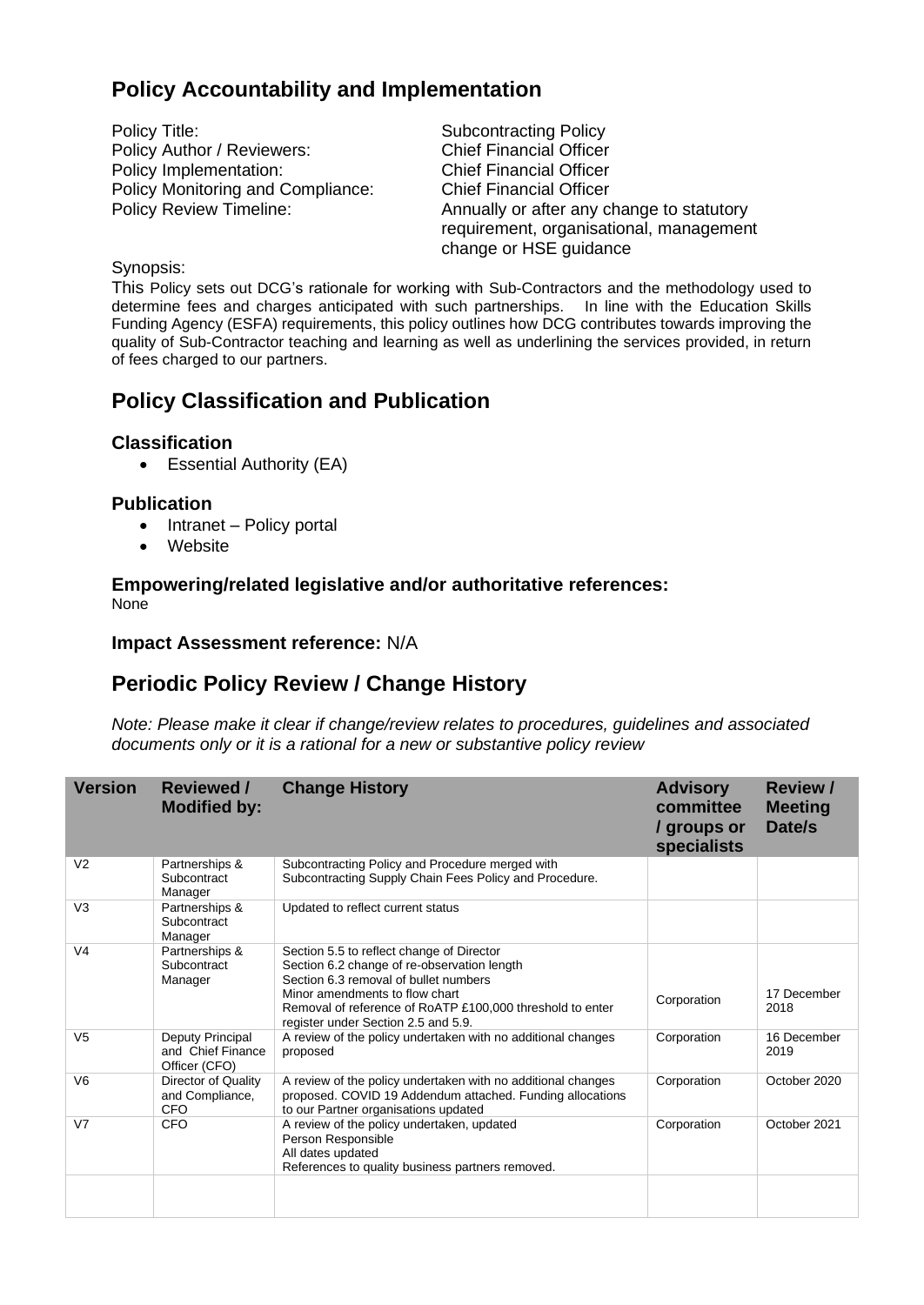## Policy Accountability and Implementation

Policy Title: Subcontracting Policy
Policy Author / Reviewers: Chief Financial Officer
Policy Implementation: Chief Financial Officer
Policy Monitoring and Compliance: Chief Financial Officer
Policy Review Timeline: Annually or after any change to statutory requirement, organisational, management change or HSE guidance

Synopsis:

This Policy sets out DCG's rationale for working with Sub-Contractors and the methodology used to determine fees and charges anticipated with such partnerships. In line with the Education Skills Funding Agency (ESFA) requirements, this policy outlines how DCG contributes towards improving the quality of Sub-Contractor teaching and learning as well as underlining the services provided, in return of fees charged to our partners.

## Policy Classification and Publication

### Classification

- Essential Authority (EA)

### Publication

- Intranet – Policy portal
- Website

### Empowering/related legislative and/or authoritative references:

None

**Impact Assessment reference:** N/A

## Periodic Policy Review / Change History

*Note: Please make it clear if change/review relates to procedures, guidelines and associated documents only or it is a rational for a new or substantive policy review*

| Version | Reviewed / Modified by: | Change History | Advisory committee / groups or specialists | Review / Meeting Date/s |
|---|---|---|---|---|
| V2 | Partnerships & Subcontract Manager | Subcontracting Policy and Procedure merged with Subcontracting Supply Chain Fees Policy and Procedure. | | |
| V3 | Partnerships & Subcontract Manager | Updated to reflect current status | | |
| V4 | Partnerships & Subcontract Manager | Section 5.5 to reflect change of Director<br>Section 6.2 change of re-observation length<br>Section 6.3 removal of bullet numbers<br>Minor amendments to flow chart<br>Removal of reference of RoATP £100,000 threshold to enter register under Section 2.5 and 5.9. | Corporation | 17 December 2018 |
| V5 | Deputy Principal and Chief Finance Officer (CFO) | A review of the policy undertaken with no additional changes proposed | Corporation | 16 December 2019 |
| V6 | Director of Quality and Compliance, CFO | A review of the policy undertaken with no additional changes proposed. COVID 19 Addendum attached. Funding allocations to our Partner organisations updated | Corporation | October 2020 |
| V7 | CFO | A review of the policy undertaken, updated<br>Person Responsible<br>All dates updated<br>References to quality business partners removed. | Corporation | October 2021 |
| | | | | |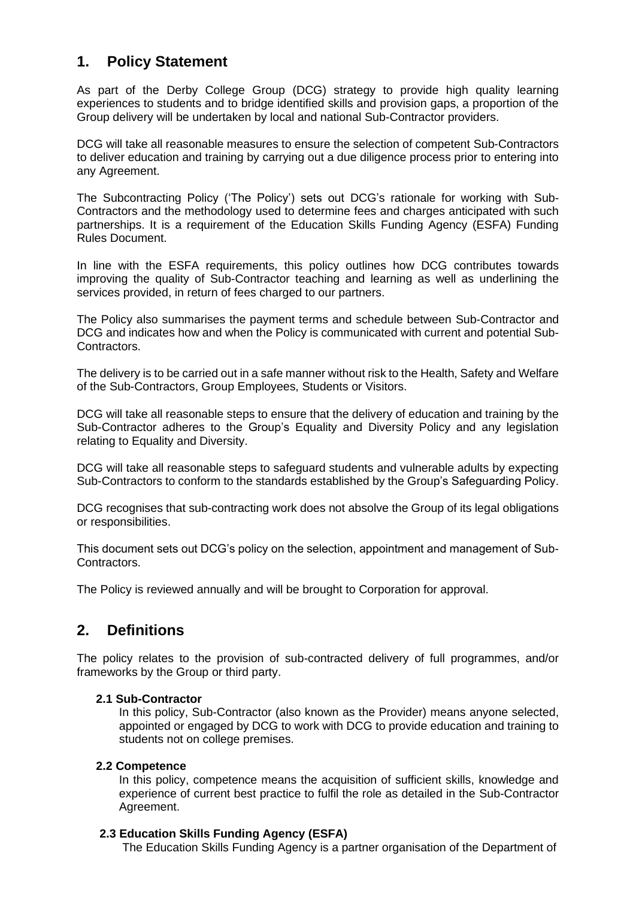## 1. Policy Statement

As part of the Derby College Group (DCG) strategy to provide high quality learning experiences to students and to bridge identified skills and provision gaps, a proportion of the Group delivery will be undertaken by local and national Sub-Contractor providers.

DCG will take all reasonable measures to ensure the selection of competent Sub-Contractors to deliver education and training by carrying out a due diligence process prior to entering into any Agreement.

The Subcontracting Policy ('The Policy') sets out DCG's rationale for working with Sub-Contractors and the methodology used to determine fees and charges anticipated with such partnerships. It is a requirement of the Education Skills Funding Agency (ESFA) Funding Rules Document.

In line with the ESFA requirements, this policy outlines how DCG contributes towards improving the quality of Sub-Contractor teaching and learning as well as underlining the services provided, in return of fees charged to our partners.

The Policy also summarises the payment terms and schedule between Sub-Contractor and DCG and indicates how and when the Policy is communicated with current and potential Sub-Contractors.

The delivery is to be carried out in a safe manner without risk to the Health, Safety and Welfare of the Sub-Contractors, Group Employees, Students or Visitors.

DCG will take all reasonable steps to ensure that the delivery of education and training by the Sub-Contractor adheres to the Group's Equality and Diversity Policy and any legislation relating to Equality and Diversity.

DCG will take all reasonable steps to safeguard students and vulnerable adults by expecting Sub-Contractors to conform to the standards established by the Group's Safeguarding Policy.

DCG recognises that sub-contracting work does not absolve the Group of its legal obligations or responsibilities.

This document sets out DCG's policy on the selection, appointment and management of Sub-Contractors.

The Policy is reviewed annually and will be brought to Corporation for approval.

## 2. Definitions

The policy relates to the provision of sub-contracted delivery of full programmes, and/or frameworks by the Group or third party.

#### 2.1 Sub-Contractor

In this policy, Sub-Contractor (also known as the Provider) means anyone selected, appointed or engaged by DCG to work with DCG to provide education and training to students not on college premises.

#### 2.2 Competence

In this policy, competence means the acquisition of sufficient skills, knowledge and experience of current best practice to fulfil the role as detailed in the Sub-Contractor Agreement.

#### 2.3 Education Skills Funding Agency (ESFA)

The Education Skills Funding Agency is a partner organisation of the Department of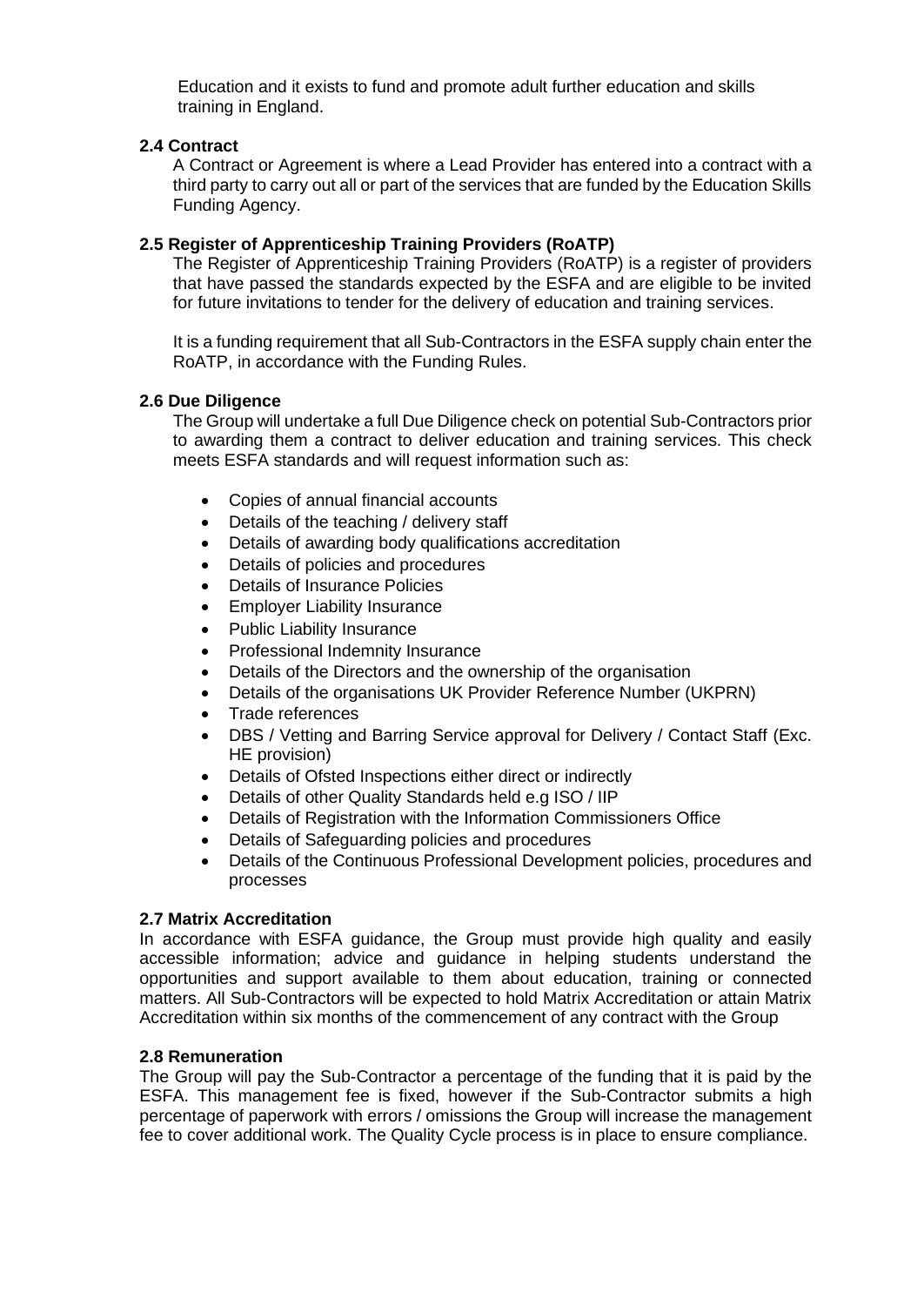Education and it exists to fund and promote adult further education and skills training in England.

### 2.4 Contract

A Contract or Agreement is where a Lead Provider has entered into a contract with a third party to carry out all or part of the services that are funded by the Education Skills Funding Agency.

### 2.5 Register of Apprenticeship Training Providers (RoATP)

The Register of Apprenticeship Training Providers (RoATP) is a register of providers that have passed the standards expected by the ESFA and are eligible to be invited for future invitations to tender for the delivery of education and training services.

It is a funding requirement that all Sub-Contractors in the ESFA supply chain enter the RoATP, in accordance with the Funding Rules.

### 2.6 Due Diligence

The Group will undertake a full Due Diligence check on potential Sub-Contractors prior to awarding them a contract to deliver education and training services. This check meets ESFA standards and will request information such as:

- Copies of annual financial accounts
- Details of the teaching / delivery staff
- Details of awarding body qualifications accreditation
- Details of policies and procedures
- Details of Insurance Policies
- Employer Liability Insurance
- Public Liability Insurance
- Professional Indemnity Insurance
- Details of the Directors and the ownership of the organisation
- Details of the organisations UK Provider Reference Number (UKPRN)
- Trade references
- DBS / Vetting and Barring Service approval for Delivery / Contact Staff (Exc. HE provision)
- Details of Ofsted Inspections either direct or indirectly
- Details of other Quality Standards held e.g ISO / IIP
- Details of Registration with the Information Commissioners Office
- Details of Safeguarding policies and procedures
- Details of the Continuous Professional Development policies, procedures and processes

### 2.7 Matrix Accreditation

In accordance with ESFA guidance, the Group must provide high quality and easily accessible information; advice and guidance in helping students understand the opportunities and support available to them about education, training or connected matters. All Sub-Contractors will be expected to hold Matrix Accreditation or attain Matrix Accreditation within six months of the commencement of any contract with the Group

### 2.8 Remuneration

The Group will pay the Sub-Contractor a percentage of the funding that it is paid by the ESFA. This management fee is fixed, however if the Sub-Contractor submits a high percentage of paperwork with errors / omissions the Group will increase the management fee to cover additional work. The Quality Cycle process is in place to ensure compliance.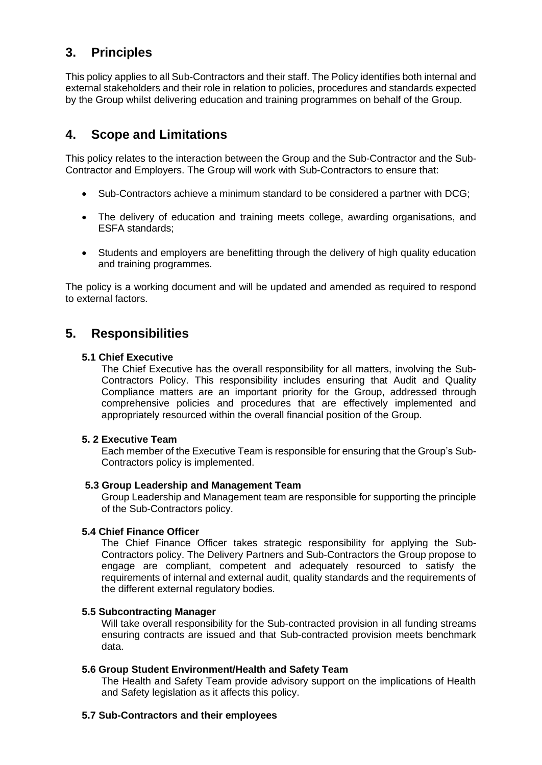## 3. Principles

This policy applies to all Sub-Contractors and their staff. The Policy identifies both internal and external stakeholders and their role in relation to policies, procedures and standards expected by the Group whilst delivering education and training programmes on behalf of the Group.

## 4. Scope and Limitations

This policy relates to the interaction between the Group and the Sub-Contractor and the Sub-Contractor and Employers. The Group will work with Sub-Contractors to ensure that:

- Sub-Contractors achieve a minimum standard to be considered a partner with DCG;
- The delivery of education and training meets college, awarding organisations, and ESFA standards;
- Students and employers are benefitting through the delivery of high quality education and training programmes.

The policy is a working document and will be updated and amended as required to respond to external factors.

## 5. Responsibilities

### 5.1 Chief Executive

The Chief Executive has the overall responsibility for all matters, involving the Sub-Contractors Policy. This responsibility includes ensuring that Audit and Quality Compliance matters are an important priority for the Group, addressed through comprehensive policies and procedures that are effectively implemented and appropriately resourced within the overall financial position of the Group.

### 5. 2 Executive Team

Each member of the Executive Team is responsible for ensuring that the Group's Sub-Contractors policy is implemented.

### 5.3 Group Leadership and Management Team

Group Leadership and Management team are responsible for supporting the principle of the Sub-Contractors policy.

### 5.4 Chief Finance Officer

The Chief Finance Officer takes strategic responsibility for applying the Sub-Contractors policy. The Delivery Partners and Sub-Contractors the Group propose to engage are compliant, competent and adequately resourced to satisfy the requirements of internal and external audit, quality standards and the requirements of the different external regulatory bodies.

### 5.5 Subcontracting Manager

Will take overall responsibility for the Sub-contracted provision in all funding streams ensuring contracts are issued and that Sub-contracted provision meets benchmark data.

### 5.6 Group Student Environment/Health and Safety Team

The Health and Safety Team provide advisory support on the implications of Health and Safety legislation as it affects this policy.

### 5.7 Sub-Contractors and their employees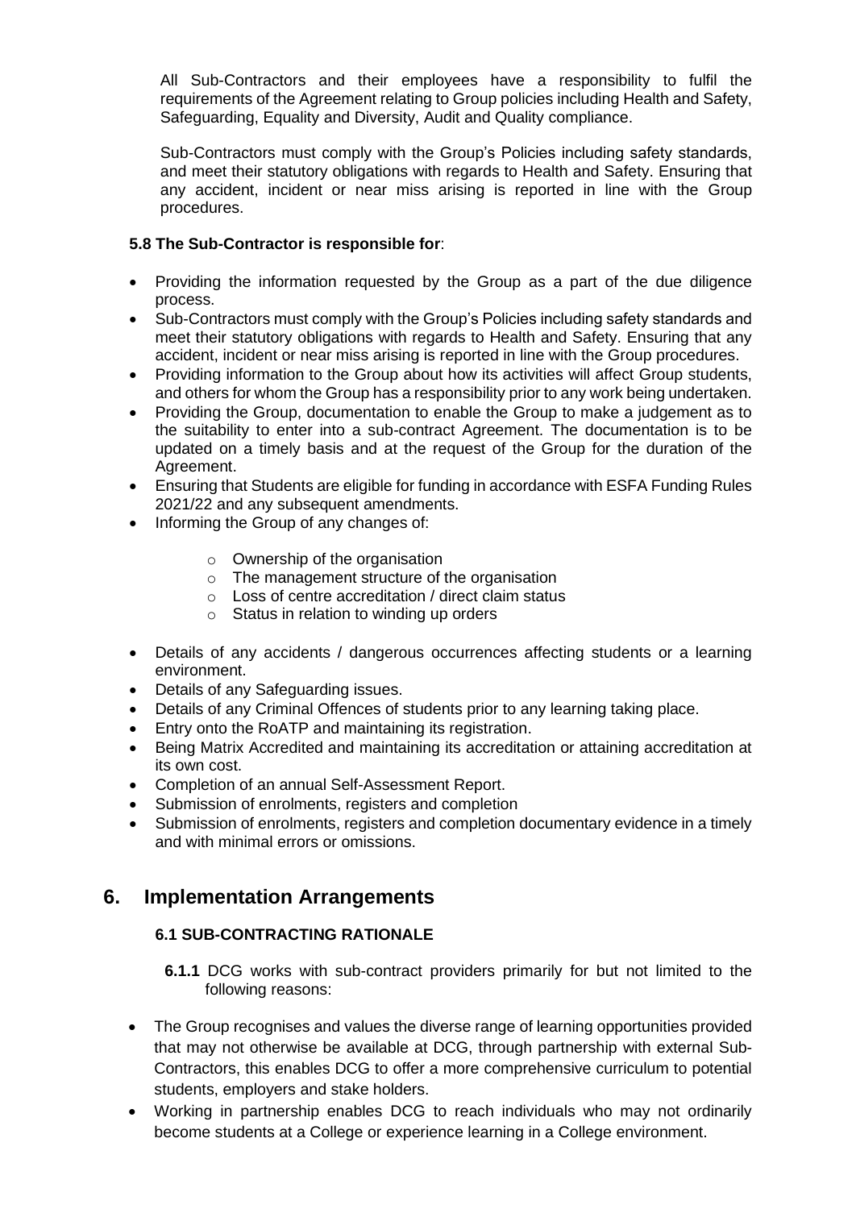All Sub-Contractors and their employees have a responsibility to fulfil the requirements of the Agreement relating to Group policies including Health and Safety, Safeguarding, Equality and Diversity, Audit and Quality compliance.

Sub-Contractors must comply with the Group's Policies including safety standards, and meet their statutory obligations with regards to Health and Safety. Ensuring that any accident, incident or near miss arising is reported in line with the Group procedures.

**5.8 The Sub-Contractor is responsible for**:

- Providing the information requested by the Group as a part of the due diligence process.
- Sub-Contractors must comply with the Group's Policies including safety standards and meet their statutory obligations with regards to Health and Safety. Ensuring that any accident, incident or near miss arising is reported in line with the Group procedures.
- Providing information to the Group about how its activities will affect Group students, and others for whom the Group has a responsibility prior to any work being undertaken.
- Providing the Group, documentation to enable the Group to make a judgement as to the suitability to enter into a sub-contract Agreement. The documentation is to be updated on a timely basis and at the request of the Group for the duration of the Agreement.
- Ensuring that Students are eligible for funding in accordance with ESFA Funding Rules 2021/22 and any subsequent amendments.
- Informing the Group of any changes of:
    - Ownership of the organisation
    - The management structure of the organisation
    - Loss of centre accreditation / direct claim status
    - Status in relation to winding up orders
- Details of any accidents / dangerous occurrences affecting students or a learning environment.
- Details of any Safeguarding issues.
- Details of any Criminal Offences of students prior to any learning taking place.
- Entry onto the RoATP and maintaining its registration.
- Being Matrix Accredited and maintaining its accreditation or attaining accreditation at its own cost.
- Completion of an annual Self-Assessment Report.
- Submission of enrolments, registers and completion
- Submission of enrolments, registers and completion documentary evidence in a timely and with minimal errors or omissions.

# 6. Implementation Arrangements

### 6.1 SUB-CONTRACTING RATIONALE

**6.1.1** DCG works with sub-contract providers primarily for but not limited to the following reasons:

- The Group recognises and values the diverse range of learning opportunities provided that may not otherwise be available at DCG, through partnership with external Sub-Contractors, this enables DCG to offer a more comprehensive curriculum to potential students, employers and stake holders.
- Working in partnership enables DCG to reach individuals who may not ordinarily become students at a College or experience learning in a College environment.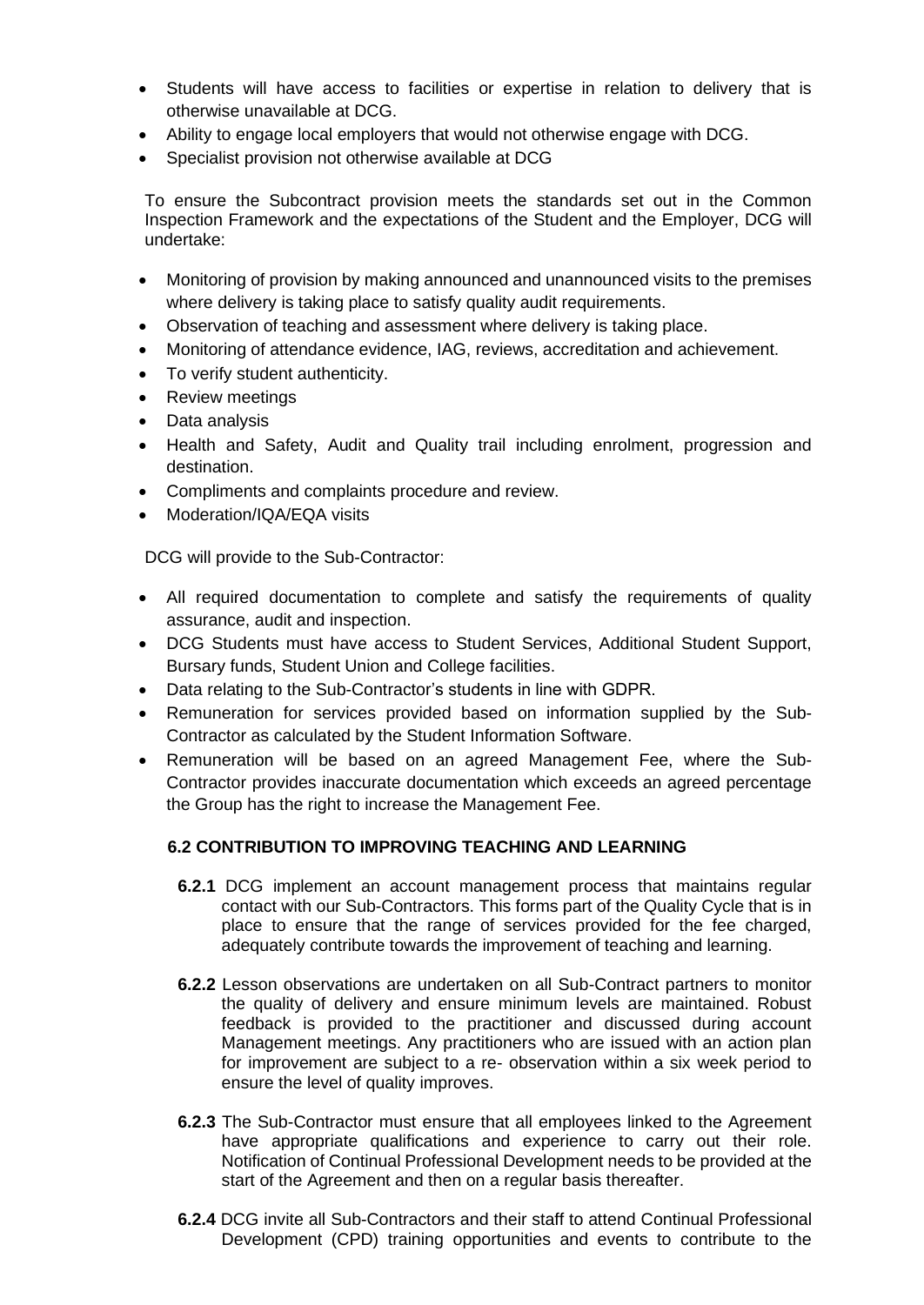- Students will have access to facilities or expertise in relation to delivery that is otherwise unavailable at DCG.
- Ability to engage local employers that would not otherwise engage with DCG.
- Specialist provision not otherwise available at DCG

To ensure the Subcontract provision meets the standards set out in the Common Inspection Framework and the expectations of the Student and the Employer, DCG will undertake:

- Monitoring of provision by making announced and unannounced visits to the premises where delivery is taking place to satisfy quality audit requirements.
- Observation of teaching and assessment where delivery is taking place.
- Monitoring of attendance evidence, IAG, reviews, accreditation and achievement.
- To verify student authenticity.
- Review meetings
- Data analysis
- Health and Safety, Audit and Quality trail including enrolment, progression and destination.
- Compliments and complaints procedure and review.
- Moderation/IQA/EQA visits

DCG will provide to the Sub-Contractor:

- All required documentation to complete and satisfy the requirements of quality assurance, audit and inspection.
- DCG Students must have access to Student Services, Additional Student Support, Bursary funds, Student Union and College facilities.
- Data relating to the Sub-Contractor's students in line with GDPR.
- Remuneration for services provided based on information supplied by the Sub-Contractor as calculated by the Student Information Software.
- Remuneration will be based on an agreed Management Fee, where the Sub-Contractor provides inaccurate documentation which exceeds an agreed percentage the Group has the right to increase the Management Fee.

### 6.2 CONTRIBUTION TO IMPROVING TEACHING AND LEARNING

**6.2.1** DCG implement an account management process that maintains regular contact with our Sub-Contractors. This forms part of the Quality Cycle that is in place to ensure that the range of services provided for the fee charged, adequately contribute towards the improvement of teaching and learning.

**6.2.2** Lesson observations are undertaken on all Sub-Contract partners to monitor the quality of delivery and ensure minimum levels are maintained. Robust feedback is provided to the practitioner and discussed during account Management meetings. Any practitioners who are issued with an action plan for improvement are subject to a re- observation within a six week period to ensure the level of quality improves.

**6.2.3** The Sub-Contractor must ensure that all employees linked to the Agreement have appropriate qualifications and experience to carry out their role. Notification of Continual Professional Development needs to be provided at the start of the Agreement and then on a regular basis thereafter.

**6.2.4** DCG invite all Sub-Contractors and their staff to attend Continual Professional Development (CPD) training opportunities and events to contribute to the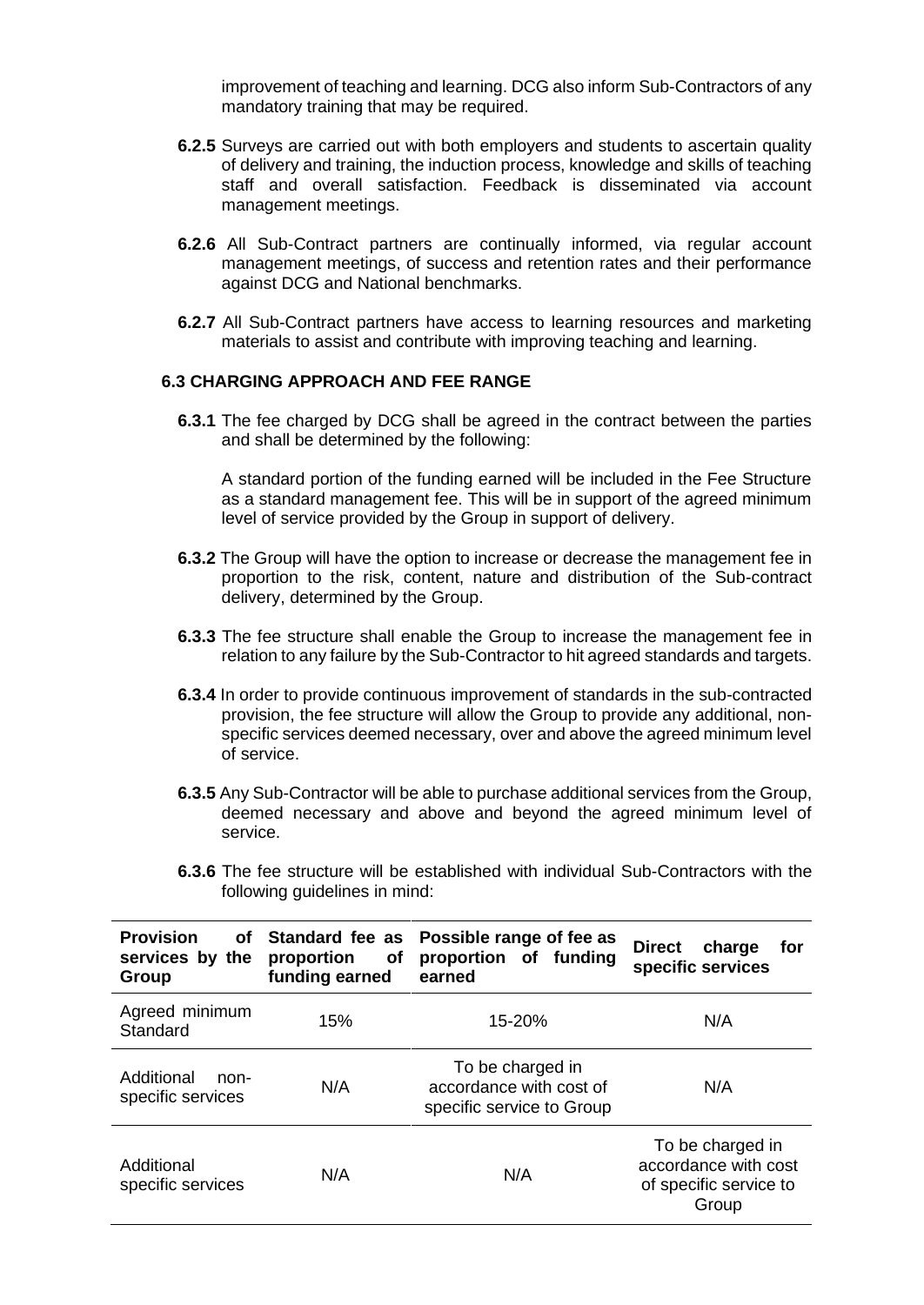improvement of teaching and learning. DCG also inform Sub-Contractors of any mandatory training that may be required.

**6.2.5** Surveys are carried out with both employers and students to ascertain quality of delivery and training, the induction process, knowledge and skills of teaching staff and overall satisfaction. Feedback is disseminated via account management meetings.

**6.2.6** All Sub-Contract partners are continually informed, via regular account management meetings, of success and retention rates and their performance against DCG and National benchmarks.

**6.2.7** All Sub-Contract partners have access to learning resources and marketing materials to assist and contribute with improving teaching and learning.

### 6.3 CHARGING APPROACH AND FEE RANGE

**6.3.1** The fee charged by DCG shall be agreed in the contract between the parties and shall be determined by the following:

A standard portion of the funding earned will be included in the Fee Structure as a standard management fee. This will be in support of the agreed minimum level of service provided by the Group in support of delivery.

**6.3.2** The Group will have the option to increase or decrease the management fee in proportion to the risk, content, nature and distribution of the Sub-contract delivery, determined by the Group.

**6.3.3** The fee structure shall enable the Group to increase the management fee in relation to any failure by the Sub-Contractor to hit agreed standards and targets.

**6.3.4** In order to provide continuous improvement of standards in the sub-contracted provision, the fee structure will allow the Group to provide any additional, non-specific services deemed necessary, over and above the agreed minimum level of service.

**6.3.5** Any Sub-Contractor will be able to purchase additional services from the Group, deemed necessary and above and beyond the agreed minimum level of service.

**6.3.6** The fee structure will be established with individual Sub-Contractors with the following guidelines in mind:

| Provision of services by the Group | Standard fee as proportion of funding earned | Possible range of fee as proportion of funding earned | Direct charge for specific services |
|---|---|---|---|
| Agreed minimum Standard | 15% | 15-20% | N/A |
| Additional non-specific services | N/A | To be charged in accordance with cost of specific service to Group | N/A |
| Additional specific services | N/A | N/A | To be charged in accordance with cost of specific service to Group |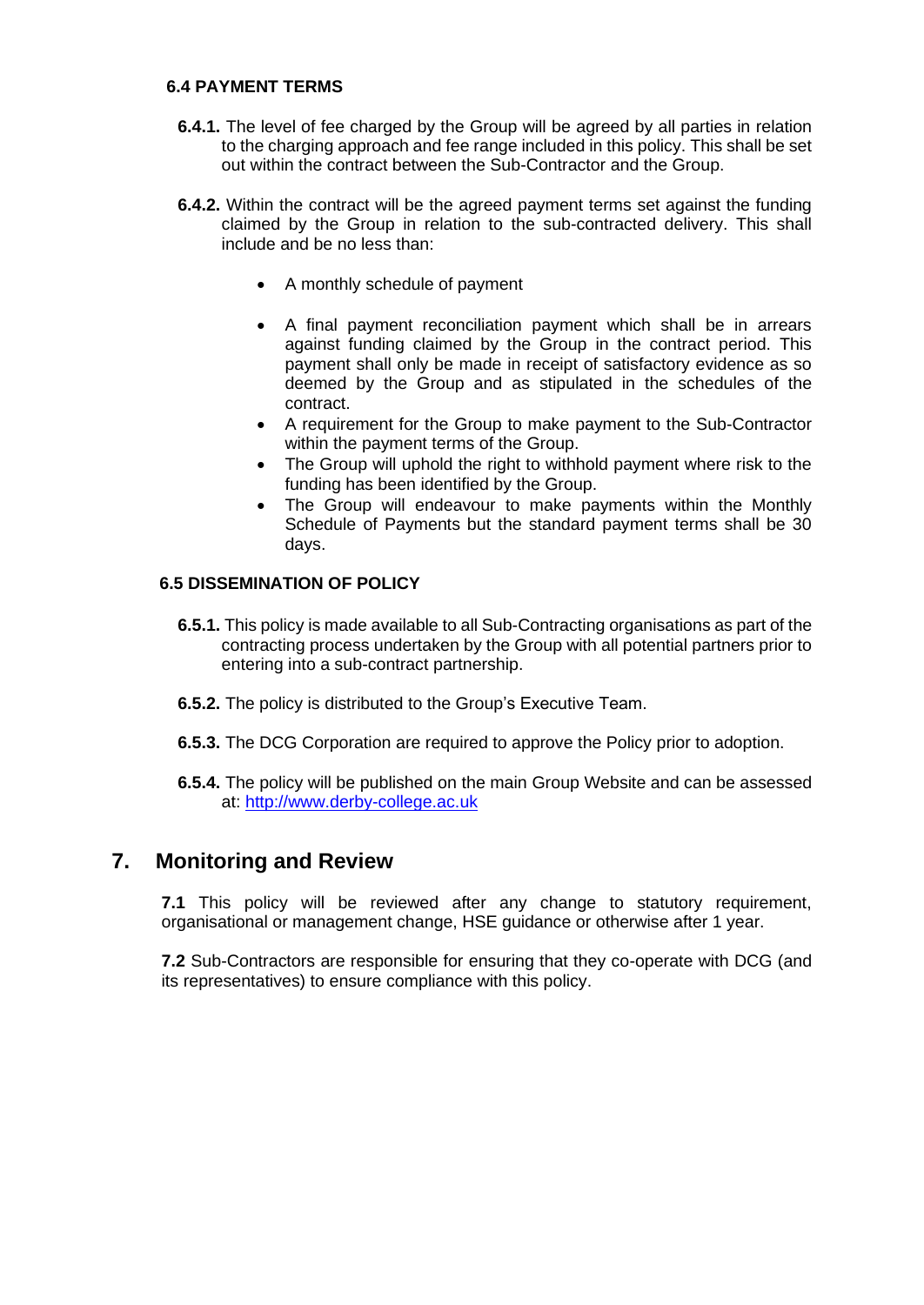### 6.4 PAYMENT TERMS

**6.4.1.** The level of fee charged by the Group will be agreed by all parties in relation to the charging approach and fee range included in this policy. This shall be set out within the contract between the Sub-Contractor and the Group.

**6.4.2.** Within the contract will be the agreed payment terms set against the funding claimed by the Group in relation to the sub-contracted delivery. This shall include and be no less than:

- A monthly schedule of payment
- A final payment reconciliation payment which shall be in arrears against funding claimed by the Group in the contract period. This payment shall only be made in receipt of satisfactory evidence as so deemed by the Group and as stipulated in the schedules of the contract.
- A requirement for the Group to make payment to the Sub-Contractor within the payment terms of the Group.
- The Group will uphold the right to withhold payment where risk to the funding has been identified by the Group.
- The Group will endeavour to make payments within the Monthly Schedule of Payments but the standard payment terms shall be 30 days.

### 6.5 DISSEMINATION OF POLICY

**6.5.1.** This policy is made available to all Sub-Contracting organisations as part of the contracting process undertaken by the Group with all potential partners prior to entering into a sub-contract partnership.

**6.5.2.** The policy is distributed to the Group's Executive Team.

**6.5.3.** The DCG Corporation are required to approve the Policy prior to adoption.

**6.5.4.** The policy will be published on the main Group Website and can be assessed at: http://www.derby-college.ac.uk

## 7. Monitoring and Review

**7.1** This policy will be reviewed after any change to statutory requirement, organisational or management change, HSE guidance or otherwise after 1 year.

**7.2** Sub-Contractors are responsible for ensuring that they co-operate with DCG (and its representatives) to ensure compliance with this policy.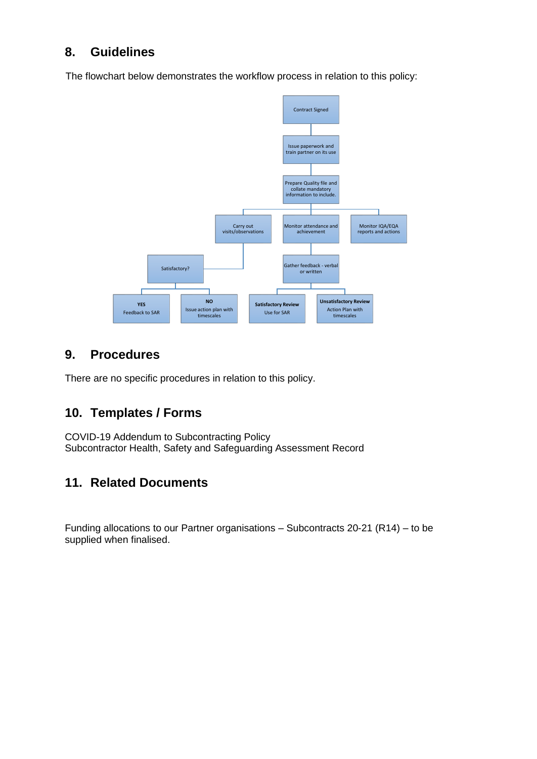## 8. Guidelines

The flowchart below demonstrates the workflow process in relation to this policy:

Contract Signed

Issue paperwork and train partner on its use

Prepare Quality file and collate mandatory information to include.

Carry out visits/observations

Monitor attendance and achievement

Monitor IQA/EQA reports and actions

Satisfactory?

Gather feedback - verbal or written

**YES**
Feedback to SAR

**NO**
Issue action plan with timescales

**Satisfactory Review**
Use for SAR

**Unsatisfactory Review**
Action Plan with timescales

## 9. Procedures

There are no specific procedures in relation to this policy.

## 10. Templates / Forms

COVID-19 Addendum to Subcontracting Policy
Subcontractor Health, Safety and Safeguarding Assessment Record

## 11. Related Documents

Funding allocations to our Partner organisations – Subcontracts 20-21 (R14) – to be supplied when finalised.